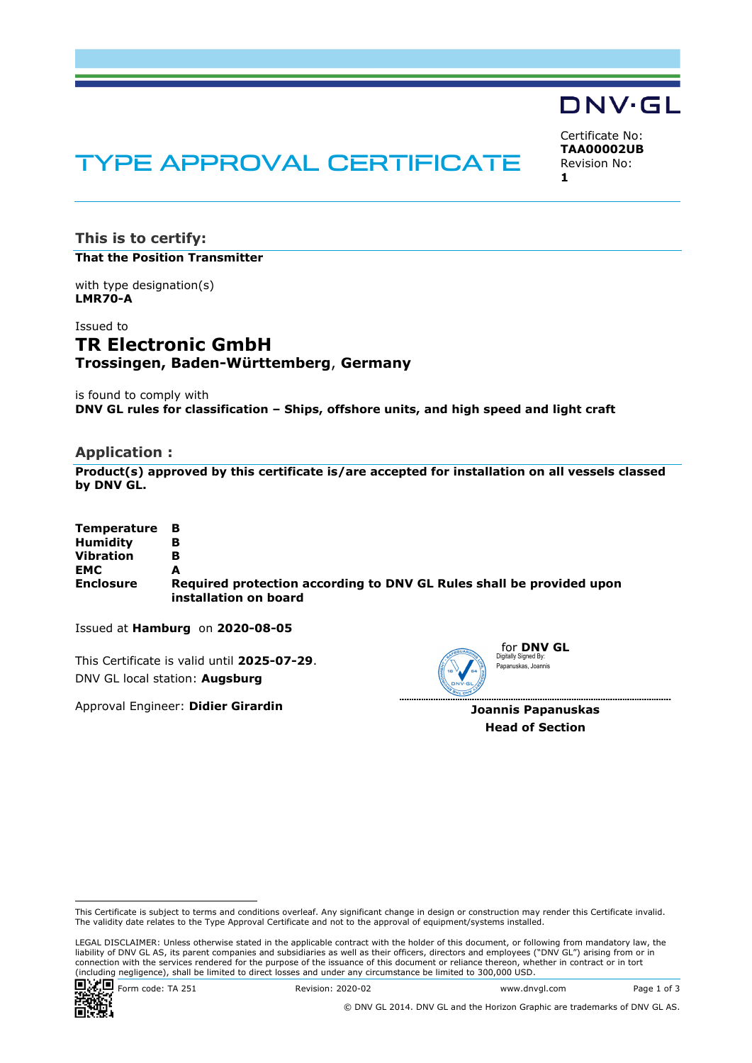DNV·GL

# TYPE APPROVAL CERTIFICATE

Certificate No:
**TAA00002UB**
Revision No:
**1**

## This is to certify:

**That the Position Transmitter**

with type designation(s)
**LMR70-A**

Issued to

## TR Electronic GmbH

**Trossingen, Baden-Württemberg, Germany**

is found to comply with
**DNV GL rules for classification – Ships, offshore units, and high speed and light craft**

## Application :

**Product(s) approved by this certificate is/are accepted for installation on all vessels classed by DNV GL.**

| | |
|---|---|
| **Temperature** | **B** |
| **Humidity** | **B** |
| **Vibration** | **B** |
| **EMC** | **A** |
| **Enclosure** | **Required protection according to DNV GL Rules shall be provided upon installation on board** |

Issued at **Hamburg** on **2020-08-05**

This Certificate is valid until **2025-07-29**.
DNV GL local station: **Augsburg**

Approval Engineer: **Didier Girardin**

for **DNV GL**
Digitally Signed By:
Papanuskas, Joannis

**Joannis Papanuskas**
**Head of Section**

This Certificate is subject to terms and conditions overleaf. Any significant change in design or construction may render this Certificate invalid. The validity date relates to the Type Approval Certificate and not to the approval of equipment/systems installed.

LEGAL DISCLAIMER: Unless otherwise stated in the applicable contract with the holder of this document, or following from mandatory law, the liability of DNV GL AS, its parent companies and subsidiaries as well as their officers, directors and employees ("DNV GL") arising from or in connection with the services rendered for the purpose of the issuance of this document or reliance thereon, whether in contract or in tort (including negligence), shall be limited to direct losses and under any circumstance be limited to 300,000 USD.

Form code: TA 251 Revision: 2020-02 www.dnvgl.com

© DNV GL 2014. DNV GL and the Horizon Graphic are trademarks of DNV GL AS.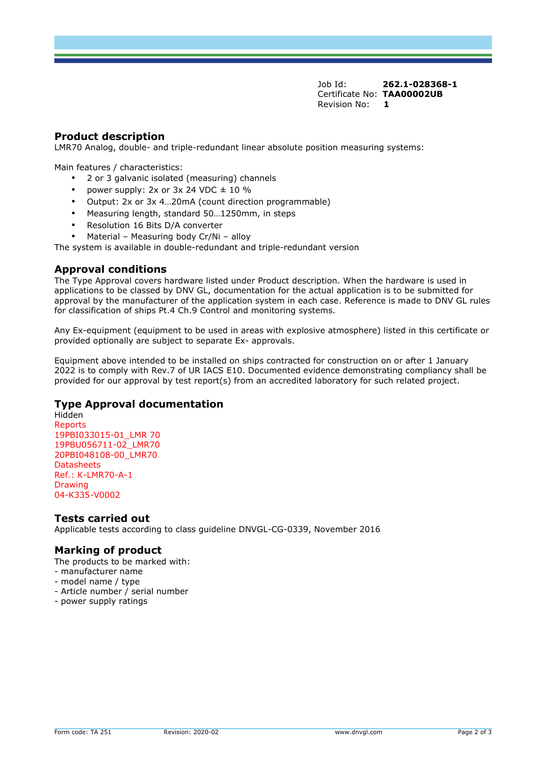Job Id: **262.1-028368-1**
Certificate No: **TAA00002UB**
Revision No: **1**

## Product description

LMR70 Analog, double- and triple-redundant linear absolute position measuring systems:

Main features / characteristics:

- 2 or 3 galvanic isolated (measuring) channels
- power supply: 2x or 3x 24 VDC ± 10 %
- Output: 2x or 3x 4…20mA (count direction programmable)
- Measuring length, standard 50…1250mm, in steps
- Resolution 16 Bits D/A converter
- Material – Measuring body Cr/Ni – alloy

The system is available in double-redundant and triple-redundant version

## Approval conditions

The Type Approval covers hardware listed under Product description. When the hardware is used in applications to be classed by DNV GL, documentation for the actual application is to be submitted for approval by the manufacturer of the application system in each case. Reference is made to DNV GL rules for classification of ships Pt.4 Ch.9 Control and monitoring systems.

Any Ex-equipment (equipment to be used in areas with explosive atmosphere) listed in this certificate or provided optionally are subject to separate Ex- approvals.

Equipment above intended to be installed on ships contracted for construction on or after 1 January 2022 is to comply with Rev.7 of UR IACS E10. Documented evidence demonstrating compliancy shall be provided for our approval by test report(s) from an accredited laboratory for such related project.

## Type Approval documentation

Hidden
Reports
19PBI033015-01_LMR 70
19PBU056711-02_LMR70
20PBI048108-00_LMR70
Datasheets
Ref.: K-LMR70-A-1
Drawing
04-K335-V0002

## Tests carried out

Applicable tests according to class guideline DNVGL-CG-0339, November 2016

## Marking of product

The products to be marked with:
- manufacturer name
- model name / type
- Article number / serial number
- power supply ratings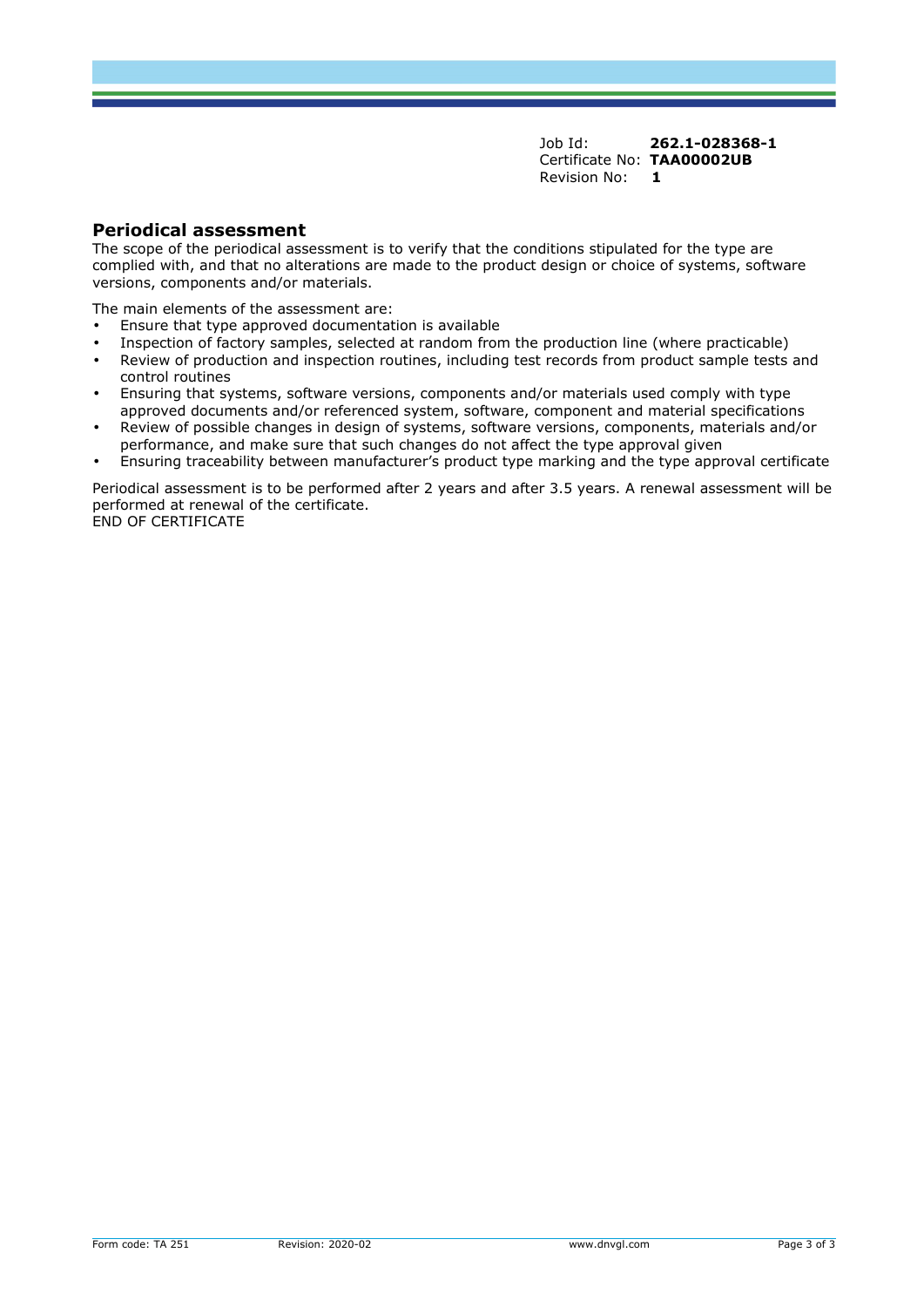Job Id: **262.1-028368-1**
Certificate No: **TAA00002UB**
Revision No: **1**

## Periodical assessment

The scope of the periodical assessment is to verify that the conditions stipulated for the type are complied with, and that no alterations are made to the product design or choice of systems, software versions, components and/or materials.

The main elements of the assessment are:

- Ensure that type approved documentation is available
- Inspection of factory samples, selected at random from the production line (where practicable)
- Review of production and inspection routines, including test records from product sample tests and control routines
- Ensuring that systems, software versions, components and/or materials used comply with type approved documents and/or referenced system, software, component and material specifications
- Review of possible changes in design of systems, software versions, components, materials and/or performance, and make sure that such changes do not affect the type approval given
- Ensuring traceability between manufacturer's product type marking and the type approval certificate

Periodical assessment is to be performed after 2 years and after 3.5 years. A renewal assessment will be performed at renewal of the certificate.
END OF CERTIFICATE